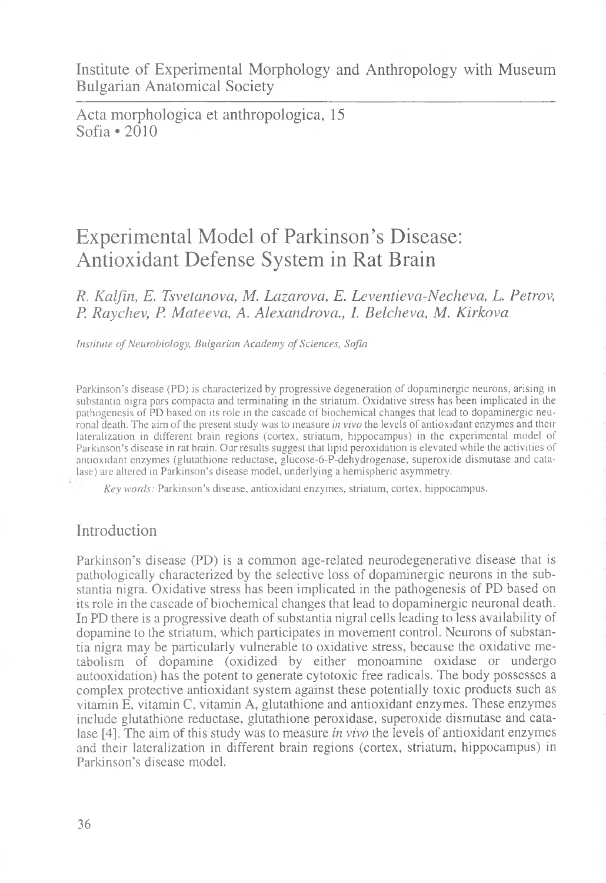Institute of Experimental Morphology and Anthropology with Museum
Bulgarian Anatomical Society

Acta morphologica et anthropologica, 15
Sofia • 2010

# Experimental Model of Parkinson's Disease: Antioxidant Defense System in Rat Brain

*R. Kalfin, E. Tsvetanova, M. Lazarova, E. Leventieva-Necheva, L. Petrov, P. Raychev, P. Mateeva, A. Alexandrova., I. Belcheva, M. Kirkova*

*Institute of Neurobiology, Bulgarian Academy of Sciences, Sofia*

Parkinson's disease (PD) is characterized by progressive degeneration of dopaminergic neurons, arising in substantia nigra pars compacta and terminating in the striatum. Oxidative stress has been implicated in the pathogenesis of PD based on its role in the cascade of biochemical changes that lead to dopaminergic neuronal death. The aim of the present study was to measure *in vivo* the levels of antioxidant enzymes and their lateralization in different brain regions (cortex, striatum, hippocampus) in the experimental model of Parkinson's disease in rat brain. Our results suggest that lipid peroxidation is elevated while the activities of antioxidant enzymes (glutathione reductase, glucose-6-P-dehydrogenase, superoxide dismutase and catalase) are altered in Parkinson's disease model, underlying a hemispheric asymmetry.

*Key words:* Parkinson's disease, antioxidant enzymes, striatum, cortex, hippocampus.

## Introduction

Parkinson's disease (PD) is a common age-related neurodegenerative disease that is pathologically characterized by the selective loss of dopaminergic neurons in the substantia nigra. Oxidative stress has been implicated in the pathogenesis of PD based on its role in the cascade of biochemical changes that lead to dopaminergic neuronal death. In PD there is a progressive death of substantia nigral cells leading to less availability of dopamine to the striatum, which participates in movement control. Neurons of substantia nigra may be particularly vulnerable to oxidative stress, because the oxidative metabolism of dopamine (oxidized by either monoamine oxidase or undergo autooxidation) has the potent to generate cytotoxic free radicals. The body possesses a complex protective antioxidant system against these potentially toxic products such as vitamin E, vitamin C, vitamin A, glutathione and antioxidant enzymes. These enzymes include glutathione reductase, glutathione peroxidase, superoxide dismutase and catalase [4]. The aim of this study was to measure *in vivo* the levels of antioxidant enzymes and their lateralization in different brain regions (cortex, striatum, hippocampus) in Parkinson's disease model.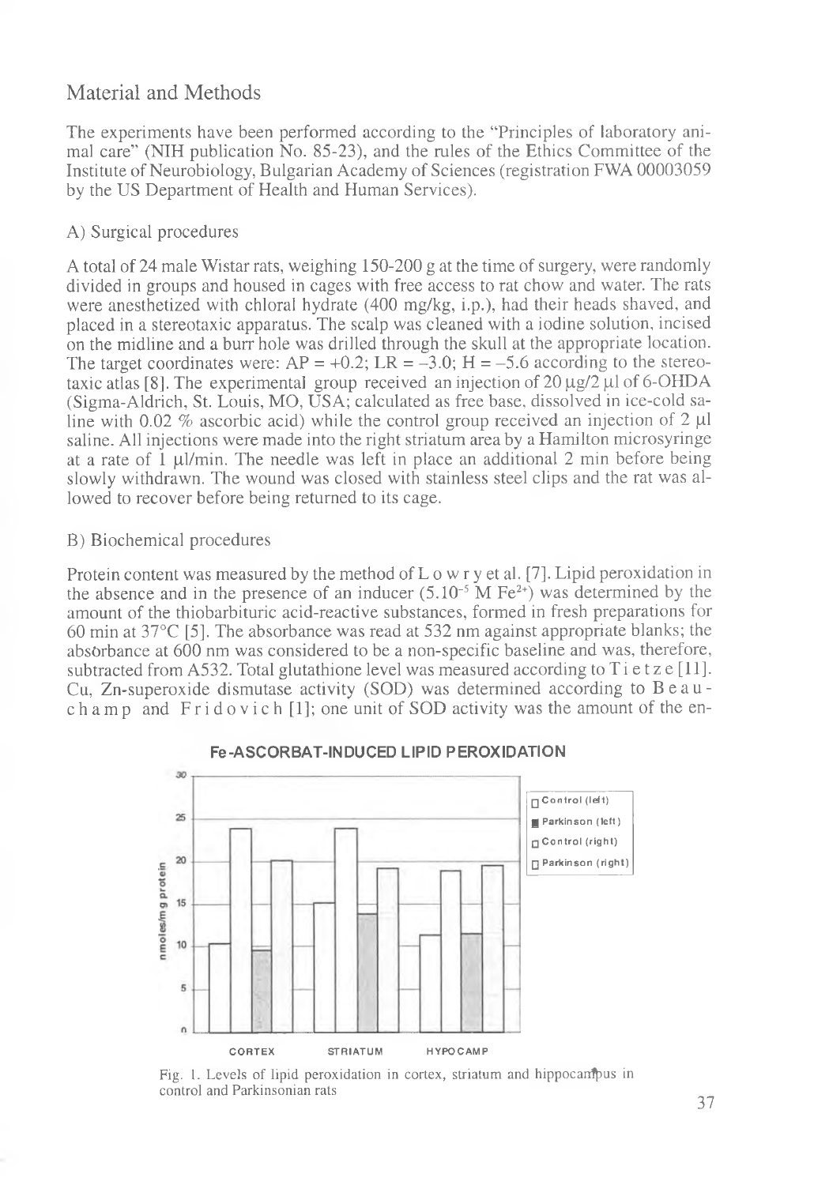## Material and Methods

The experiments have been performed according to the "Principles of laboratory animal care" (NIH publication No. 85-23), and the rules of the Ethics Committee of the Institute of Neurobiology, Bulgarian Academy of Sciences (registration FWA 00003059 by the US Department of Health and Human Services).

### A) Surgical procedures

A total of 24 male Wistar rats, weighing 150-200 g at the time of surgery, were randomly divided in groups and housed in cages with free access to rat chow and water. The rats were anesthetized with chloral hydrate (400 mg/kg, i.p.), had their heads shaved, and placed in a stereotaxic apparatus. The scalp was cleaned with a iodine solution, incised on the midline and a burr hole was drilled through the skull at the appropriate location. The target coordinates were: AP = +0.2; LR = –3.0; H = –5.6 according to the stereotaxic atlas [8]. The experimental group received an injection of 20 μg/2 μl of 6-OHDA (Sigma-Aldrich, St. Louis, MO, USA; calculated as free base, dissolved in ice-cold saline with 0.02 % ascorbic acid) while the control group received an injection of 2 μl saline. All injections were made into the right striatum area by a Hamilton microsyringe at a rate of 1 μl/min. The needle was left in place an additional 2 min before being slowly withdrawn. The wound was closed with stainless steel clips and the rat was allowed to recover before being returned to its cage.

### B) Biochemical procedures

Protein content was measured by the method of Lowry et al. [7]. Lipid peroxidation in the absence and in the presence of an inducer ($5.10^{-5}$ M $Fe^{2+}$) was determined by the amount of the thiobarbituric acid-reactive substances, formed in fresh preparations for 60 min at 37°C [5]. The absorbance was read at 532 nm against appropriate blanks; the absorbance at 600 nm was considered to be a non-specific baseline and was, therefore, subtracted from A532. Total glutathione level was measured according to Tietze [11]. Cu, Zn-superoxide dismutase activity (SOD) was determined according to Beauchamp and Fridovich [1]; one unit of SOD activity was the amount of the en-

Fig. 1. Levels of lipid peroxidation in cortex, striatum and hippocampus in control and Parkinsonian rats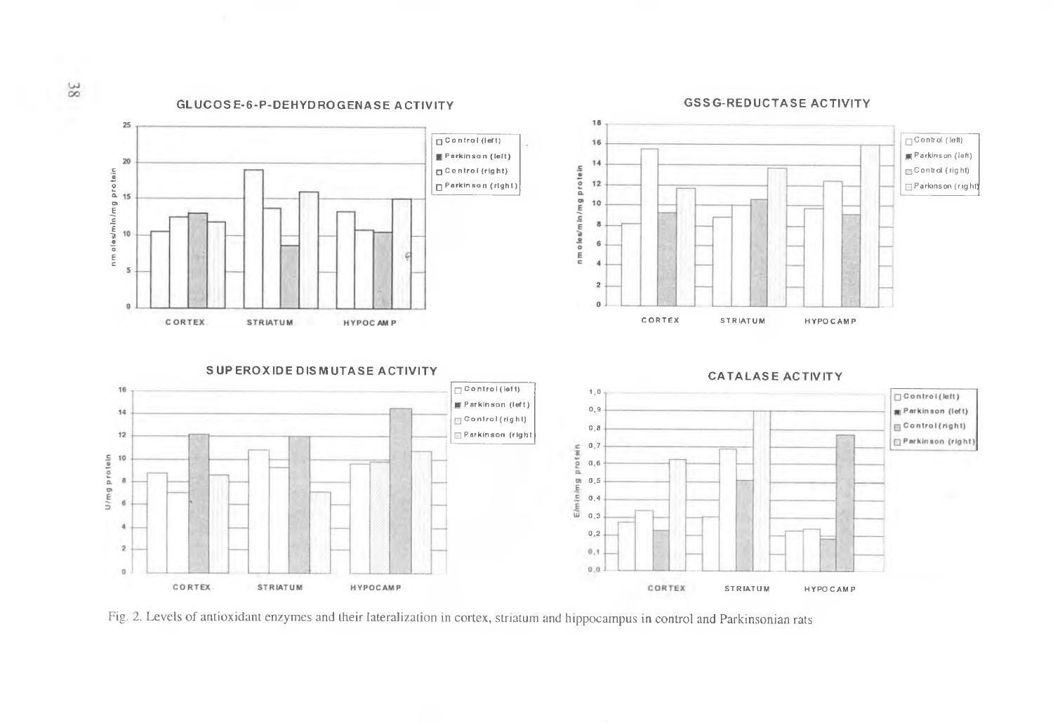Fig. 2. Levels of antioxidant enzymes and their lateralization in cortex, striatum and hippocampus in control and Parkinsonian rats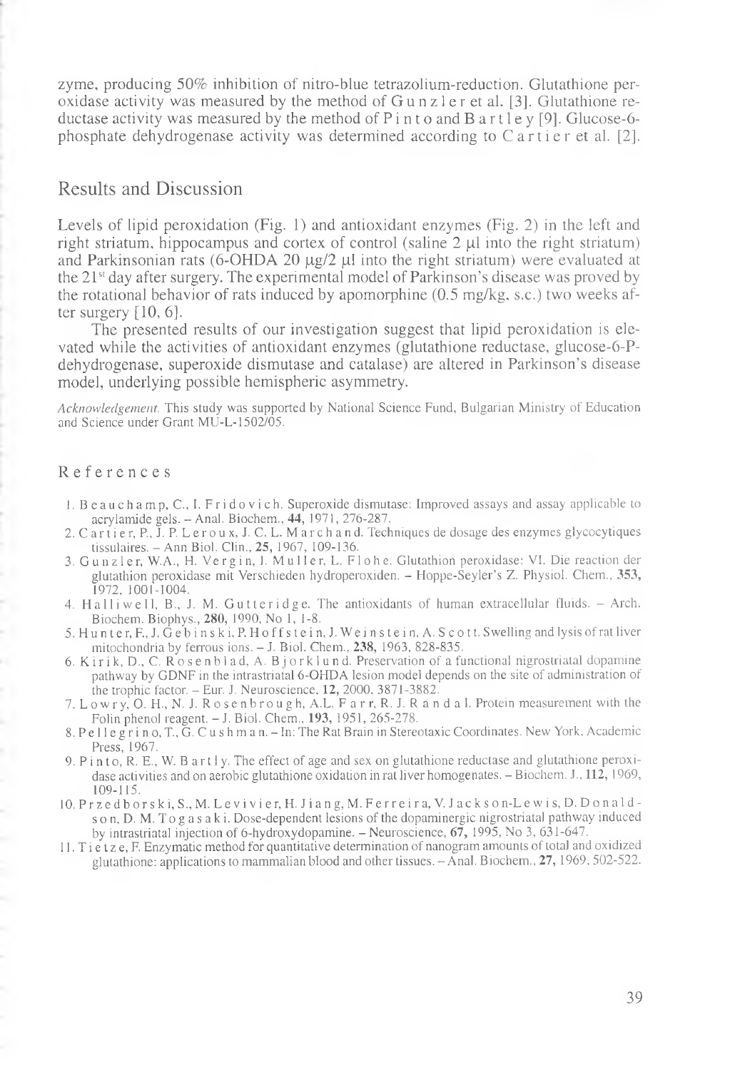zyme, producing 50% inhibition of nitro-blue tetrazolium-reduction. Glutathione peroxidase activity was measured by the method of Gunzler et al. [3]. Glutathione reductase activity was measured by the method of Pinto and Bartley [9]. Glucose-6-phosphate dehydrogenase activity was determined according to Cartier et al. [2].

## Results and Discussion

Levels of lipid peroxidation (Fig. 1) and antioxidant enzymes (Fig. 2) in the left and right striatum, hippocampus and cortex of control (saline 2 μl into the right striatum) and Parkinsonian rats (6-OHDA 20 μg/2 μl into the right striatum) were evaluated at the 21st day after surgery. The experimental model of Parkinson's disease was proved by the rotational behavior of rats induced by apomorphine (0.5 mg/kg, s.c.) two weeks after surgery [10, 6].

The presented results of our investigation suggest that lipid peroxidation is elevated while the activities of antioxidant enzymes (glutathione reductase, glucose-6-P-dehydrogenase, superoxide dismutase and catalase) are altered in Parkinson's disease model, underlying possible hemispheric asymmetry.

*Acknowledgement.* This study was supported by National Science Fund, Bulgarian Ministry of Education and Science under Grant MU-L-1502/05.

## References

1. Beauchamp, C., I. Fridovich. Superoxide dismutase: Improved assays and assay applicable to acrylamide gels. – Anal. Biochem., **44**, 1971, 276-287.
2. Cartier, P., J. P. Leroux, J. C. L. Marchand. Techniques de dosage des enzymes glycocytiques tissulaires. – Ann Biol. Clin., **25**, 1967, 109-136.
3. Gunzler, W.A., H. Vergin, I. Muller, L. Flohe. Glutathion peroxidase: VI. Die reaction der glutathion peroxidase mit Verschieden hydroperoxiden. – Hoppe-Seyler's Z. Physiol. Chem., **353**, 1972, 1001-1004.
4. Halliwell, B., J. M. Gutteridge. The antioxidants of human extracellular fluids. – Arch. Biochem. Biophys., **280**, 1990, No 1, 1-8.
5. Hunter, F., J. Gebinski, P. Hoffstein, J. Weinstein, A. Scott. Swelling and lysis of rat liver mitochondria by ferrous ions. – J. Biol. Chem., **238**, 1963, 828-835.
6. Kirik, D., C. Rosenblad, A. Bjorklund. Preservation of a functional nigrostriatal dopamine pathway by GDNF in the intrastriatal 6-OHDA lesion model depends on the site of administration of the trophic factor. – Eur. J. Neuroscience, **12**, 2000, 3871-3882.
7. Lowry, O. H., N. J. Rosenbrough, A.L. Farr, R. J. Randal. Protein measurement with the Folin phenol reagent. – J. Biol. Chem., **193**, 1951, 265-278.
8. Pellegrino, T., G. Cushman. – In: The Rat Brain in Stereotaxic Coordinates. New York, Academic Press, 1967.
9. Pinto, R. E., W. Bartly. The effect of age and sex on glutathione reductase and glutathione peroxidase activities and on aerobic glutathione oxidation in rat liver homogenates. – Biochem. J., **112**, 1969, 109-115.
10. Przedborski, S., M. Levivier, H. Jiang, M. Ferreira, V. Jackson-Lewis, D. Donaldson, D. M. Togasaki. Dose-dependent lesions of the dopaminergic nigrostriatal pathway induced by intrastriatal injection of 6-hydroxydopamine. – Neuroscience, **67**, 1995, No 3, 631-647.
11. Tietze, F. Enzymatic method for quantitative determination of nanogram amounts of total and oxidized glutathione: applications to mammalian blood and other tissues. – Anal. Biochem., **27**, 1969, 502-522.